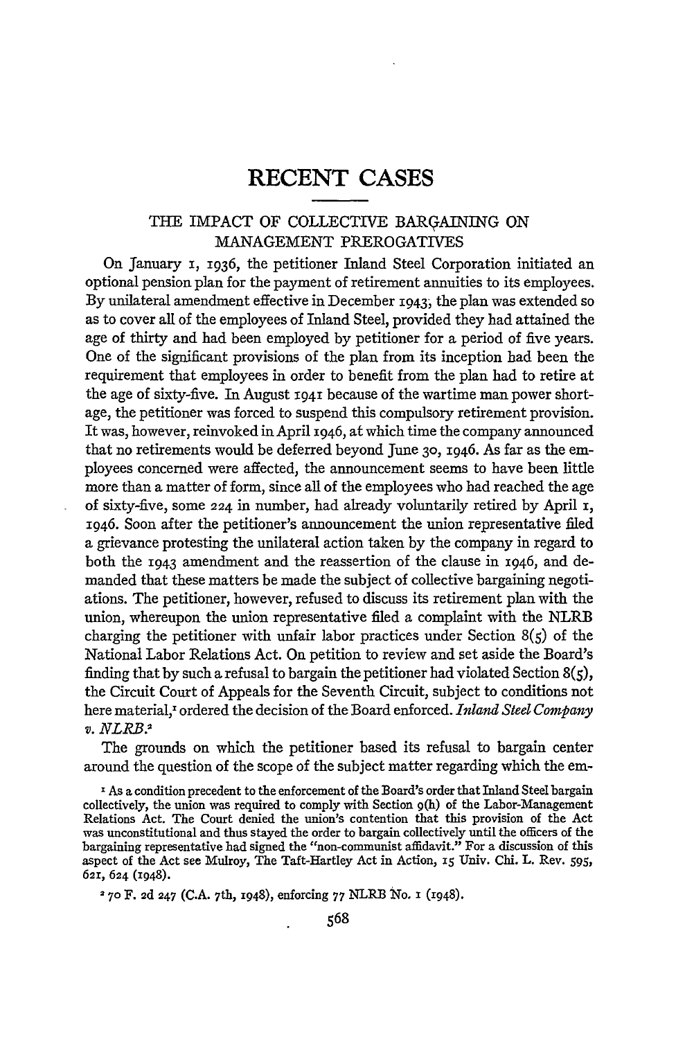# RECENT CASES

## THE IMPACT OF COLLECTIVE BARGAINING ON MANAGEMENT PREROGATIVES

On January 1, 1936, the petitioner Inland Steel Corporation initiated an optional pension plan for the payment of retirement annuities to its employees. By unilateral amendment effective in December 1943, the plan was extended so as to cover all of the employees of Inland Steel, provided they had attained the age of thirty and had been employed by petitioner for a period of five years. One of the significant provisions of the plan from its inception had been the requirement that employees in order to benefit from the plan had to retire at the age of sixty-five. In August 1941 because of the wartime man power shortage, the petitioner was forced to suspend this compulsory retirement provision. It was, however, reinvoked in April 1946, at which time the company announced that no retirements would be deferred beyond June 30, 1946. As far as the employees concerned were affected, the announcement seems to have been little more than a matter of form, since all of the employees who had reached the age of sixty-five, some 224 in number, had already voluntarily retired by April 1, 1946. Soon after the petitioner's announcement the union representative filed a grievance protesting the unilateral action taken by the company in regard to both the 1943 amendment and the reassertion of the clause in 1946, and demanded that these matters be made the subject of collective bargaining negotiations. The petitioner, however, refused to discuss its retirement plan with the union, whereupon the union representative filed a complaint with the NLRB charging the petitioner with unfair labor practices under Section 8(5) of the National Labor Relations Act. On petition to review and set aside the Board's finding that by such a refusal to bargain the petitioner had violated Section 8(5), the Circuit Court of Appeals for the Seventh Circuit, subject to conditions not here material,[1] ordered the decision of the Board enforced. *Inland Steel Company v. NLRB.*[2]

The grounds on which the petitioner based its refusal to bargain center around the question of the scope of the subject matter regarding which the em-

[1] As a condition precedent to the enforcement of the Board's order that Inland Steel bargain collectively, the union was required to comply with Section 9(h) of the Labor-Management Relations Act. The Court denied the union's contention that this provision of the Act was unconstitutional and thus stayed the order to bargain collectively until the officers of the bargaining representative had signed the "non-communist affidavit." For a discussion of this aspect of the Act see Mulroy, The Taft-Hartley Act in Action, 15 Univ. Chi. L. Rev. 595, 621, 624 (1948).

[2] 70 F. 2d 247 (C.A. 7th, 1948), enforcing 77 NLRB No. 1 (1948).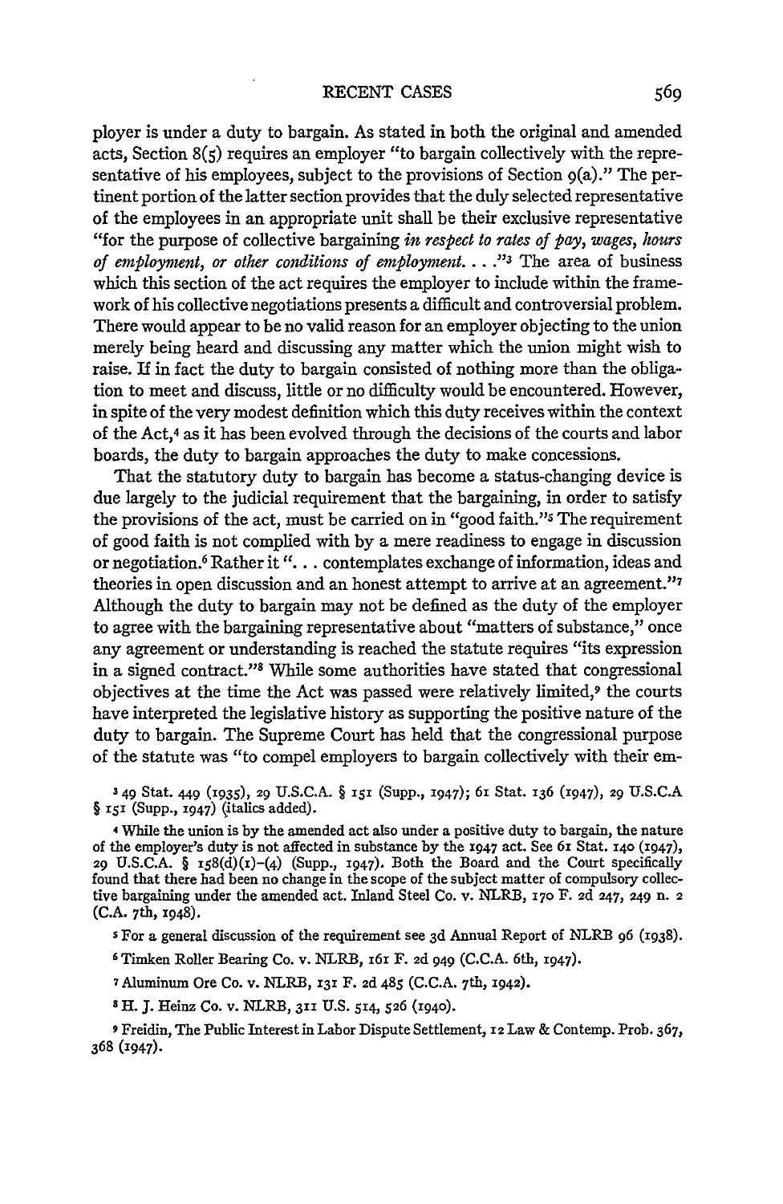ployer is under a duty to bargain. As stated in both the original and amended acts, Section 8(5) requires an employer "to bargain collectively with the representative of his employees, subject to the provisions of Section 9(a)." The pertinent portion of the latter section provides that the duly selected representative of the employees in an appropriate unit shall be their exclusive representative "for the purpose of collective bargaining *in respect to rates of pay, wages, hours of employment, or other conditions of employment*. . . ."[3] The area of business which this section of the act requires the employer to include within the framework of his collective negotiations presents a difficult and controversial problem. There would appear to be no valid reason for an employer objecting to the union merely being heard and discussing any matter which the union might wish to raise. If in fact the duty to bargain consisted of nothing more than the obligation to meet and discuss, little or no difficulty would be encountered. However, in spite of the very modest definition which this duty receives within the context of the Act,[4] as it has been evolved through the decisions of the courts and labor boards, the duty to bargain approaches the duty to make concessions.

That the statutory duty to bargain has become a status-changing device is due largely to the judicial requirement that the bargaining, in order to satisfy the provisions of the act, must be carried on in "good faith."[5] The requirement of good faith is not complied with by a mere readiness to engage in discussion or negotiation.[6] Rather it ". . . contemplates exchange of information, ideas and theories in open discussion and an honest attempt to arrive at an agreement."[7] Although the duty to bargain may not be defined as the duty of the employer to agree with the bargaining representative about "matters of substance," once any agreement or understanding is reached the statute requires "its expression in a signed contract."[8] While some authorities have stated that congressional objectives at the time the Act was passed were relatively limited,[9] the courts have interpreted the legislative history as supporting the positive nature of the duty to bargain. The Supreme Court has held that the congressional purpose of the statute was "to compel employers to bargain collectively with their em-

[3] 49 Stat. 449 (1935), 29 U.S.C.A. § 151 (Supp., 1947); 61 Stat. 136 (1947), 29 U.S.C.A § 151 (Supp., 1947) (italics added).

[4] While the union is by the amended act also under a positive duty to bargain, the nature of the employer's duty is not affected in substance by the 1947 act. See 61 Stat. 140 (1947), 29 U.S.C.A. § 158(d)(1)-(4) (Supp., 1947). Both the Board and the Court specifically found that there had been no change in the scope of the subject matter of compulsory collective bargaining under the amended act. Inland Steel Co. v. NLRB, 170 F. 2d 247, 249 n. 2 (C.A. 7th, 1948).

[5] For a general discussion of the requirement see 3d Annual Report of NLRB 96 (1938).

[6] Timken Roller Bearing Co. v. NLRB, 161 F. 2d 949 (C.C.A. 6th, 1947).

[7] Aluminum Ore Co. v. NLRB, 131 F. 2d 485 (C.C.A. 7th, 1942).

[8] H. J. Heinz Co. v. NLRB, 311 U.S. 514, 526 (1940).

[9] Freidin, The Public Interest in Labor Dispute Settlement, 12 Law & Contemp. Prob. 367, 368 (1947).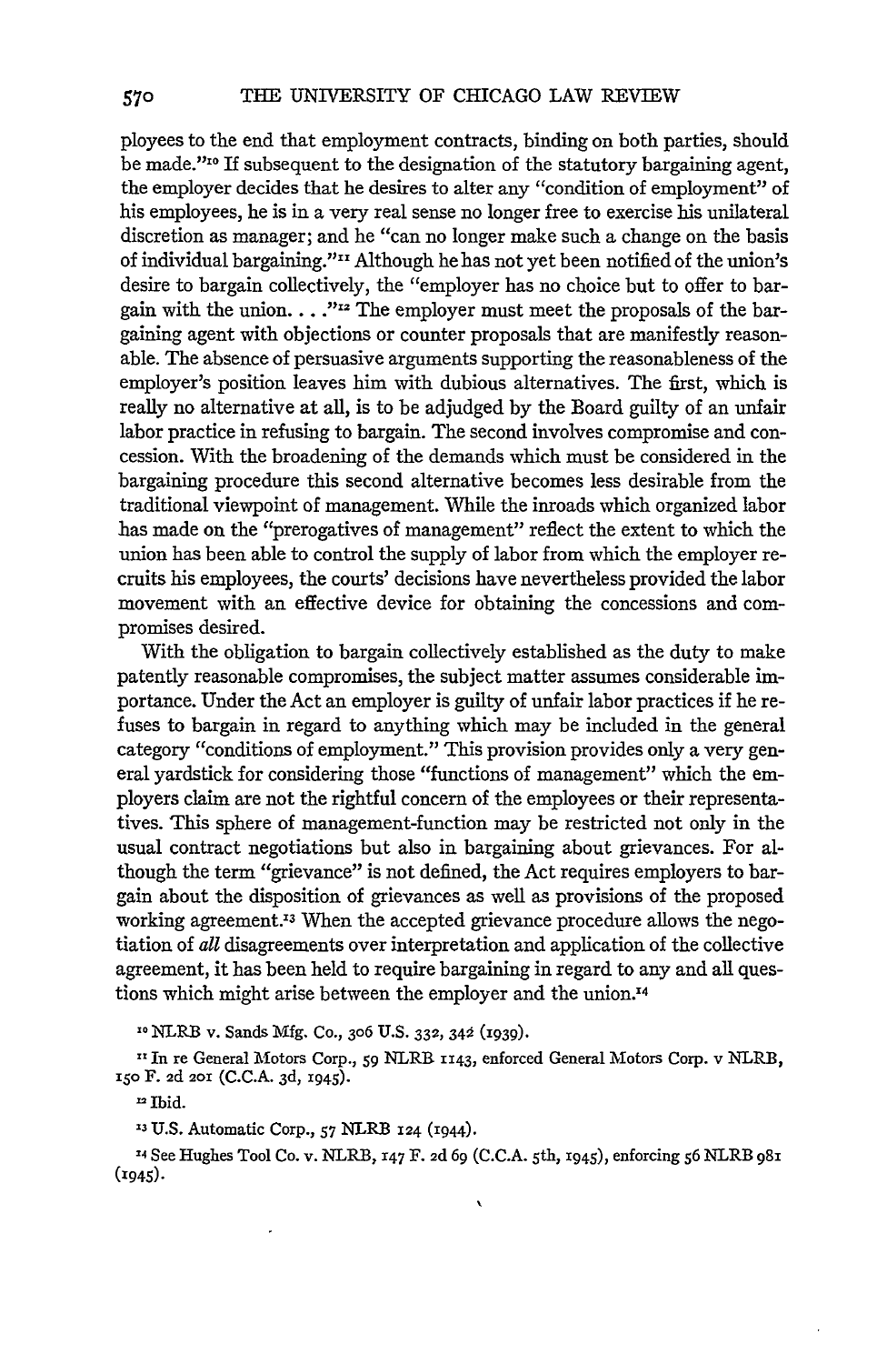ployees to the end that employment contracts, binding on both parties, should be made."[10] If subsequent to the designation of the statutory bargaining agent, the employer decides that he desires to alter any "condition of employment" of his employees, he is in a very real sense no longer free to exercise his unilateral discretion as manager; and he "can no longer make such a change on the basis of individual bargaining."[11] Although he has not yet been notified of the union's desire to bargain collectively, the "employer has no choice but to offer to bargain with the union. . . ."[12] The employer must meet the proposals of the bargaining agent with objections or counter proposals that are manifestly reasonable. The absence of persuasive arguments supporting the reasonableness of the employer's position leaves him with dubious alternatives. The first, which is really no alternative at all, is to be adjudged by the Board guilty of an unfair labor practice in refusing to bargain. The second involves compromise and concession. With the broadening of the demands which must be considered in the bargaining procedure this second alternative becomes less desirable from the traditional viewpoint of management. While the inroads which organized labor has made on the "prerogatives of management" reflect the extent to which the union has been able to control the supply of labor from which the employer recruits his employees, the courts' decisions have nevertheless provided the labor movement with an effective device for obtaining the concessions and compromises desired.

With the obligation to bargain collectively established as the duty to make patently reasonable compromises, the subject matter assumes considerable importance. Under the Act an employer is guilty of unfair labor practices if he refuses to bargain in regard to anything which may be included in the general category "conditions of employment." This provision provides only a very general yardstick for considering those "functions of management" which the employers claim are not the rightful concern of the employees or their representatives. This sphere of management-function may be restricted not only in the usual contract negotiations but also in bargaining about grievances. For although the term "grievance" is not defined, the Act requires employers to bargain about the disposition of grievances as well as provisions of the proposed working agreement.[13] When the accepted grievance procedure allows the negotiation of *all* disagreements over interpretation and application of the collective agreement, it has been held to require bargaining in regard to any and all questions which might arise between the employer and the union.[14]

[10] NLRB v. Sands Mfg. Co., 306 U.S. 332, 342 (1939).

[11] In re General Motors Corp., 59 NLRB 1143, enforced General Motors Corp. v NLRB, 150 F. 2d 201 (C.C.A. 3d, 1945).

[12] Ibid.

[13] U.S. Automatic Corp., 57 NLRB 124 (1944).

[14] See Hughes Tool Co. v. NLRB, 147 F. 2d 69 (C.C.A. 5th, 1945), enforcing 56 NLRB 981 (1945).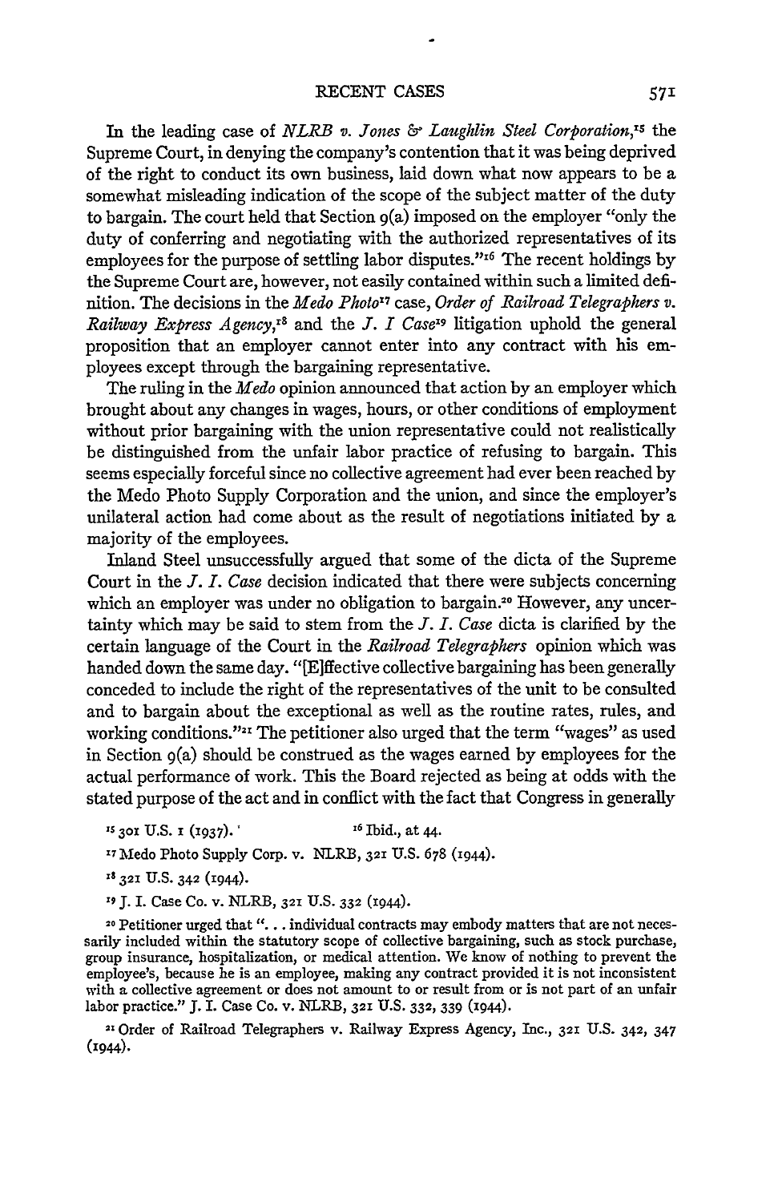In the leading case of *NLRB v. Jones & Laughlin Steel Corporation*,[15] the Supreme Court, in denying the company's contention that it was being deprived of the right to conduct its own business, laid down what now appears to be a somewhat misleading indication of the scope of the subject matter of the duty to bargain. The court held that Section 9(a) imposed on the employer "only the duty of conferring and negotiating with the authorized representatives of its employees for the purpose of settling labor disputes."[16] The recent holdings by the Supreme Court are, however, not easily contained within such a limited definition. The decisions in the *Medo Photo*[17] case, *Order of Railroad Telegraphers v. Railway Express Agency*,[18] and the *J. I Case*[19] litigation uphold the general proposition that an employer cannot enter into any contract with his employees except through the bargaining representative.

The ruling in the *Medo* opinion announced that action by an employer which brought about any changes in wages, hours, or other conditions of employment without prior bargaining with the union representative could not realistically be distinguished from the unfair labor practice of refusing to bargain. This seems especially forceful since no collective agreement had ever been reached by the Medo Photo Supply Corporation and the union, and since the employer's unilateral action had come about as the result of negotiations initiated by a majority of the employees.

Inland Steel unsuccessfully argued that some of the dicta of the Supreme Court in the *J. I. Case* decision indicated that there were subjects concerning which an employer was under no obligation to bargain.[20] However, any uncertainty which may be said to stem from the *J. I. Case* dicta is clarified by the certain language of the Court in the *Railroad Telegraphers* opinion which was handed down the same day. "[E]ffective collective bargaining has been generally conceded to include the right of the representatives of the unit to be consulted and to bargain about the exceptional as well as the routine rates, rules, and working conditions."[21] The petitioner also urged that the term "wages" as used in Section 9(a) should be construed as the wages earned by employees for the actual performance of work. This the Board rejected as being at odds with the stated purpose of the act and in conflict with the fact that Congress in generally

---

[15] 301 U.S. 1 (1937).

[16] Ibid., at 44.

[17] Medo Photo Supply Corp. v. NLRB, 321 U.S. 678 (1944).

[18] 321 U.S. 342 (1944).

[19] J. I. Case Co. v. NLRB, 321 U.S. 332 (1944).

[20] Petitioner urged that "... individual contracts may embody matters that are not necessarily included within the statutory scope of collective bargaining, such as stock purchase, group insurance, hospitalization, or medical attention. We know of nothing to prevent the employee's, because he is an employee, making any contract provided it is not inconsistent with a collective agreement or does not amount to or result from or is not part of an unfair labor practice." J. I. Case Co. v. NLRB, 321 U.S. 332, 339 (1944).

[21] Order of Railroad Telegraphers v. Railway Express Agency, Inc., 321 U.S. 342, 347 (1944).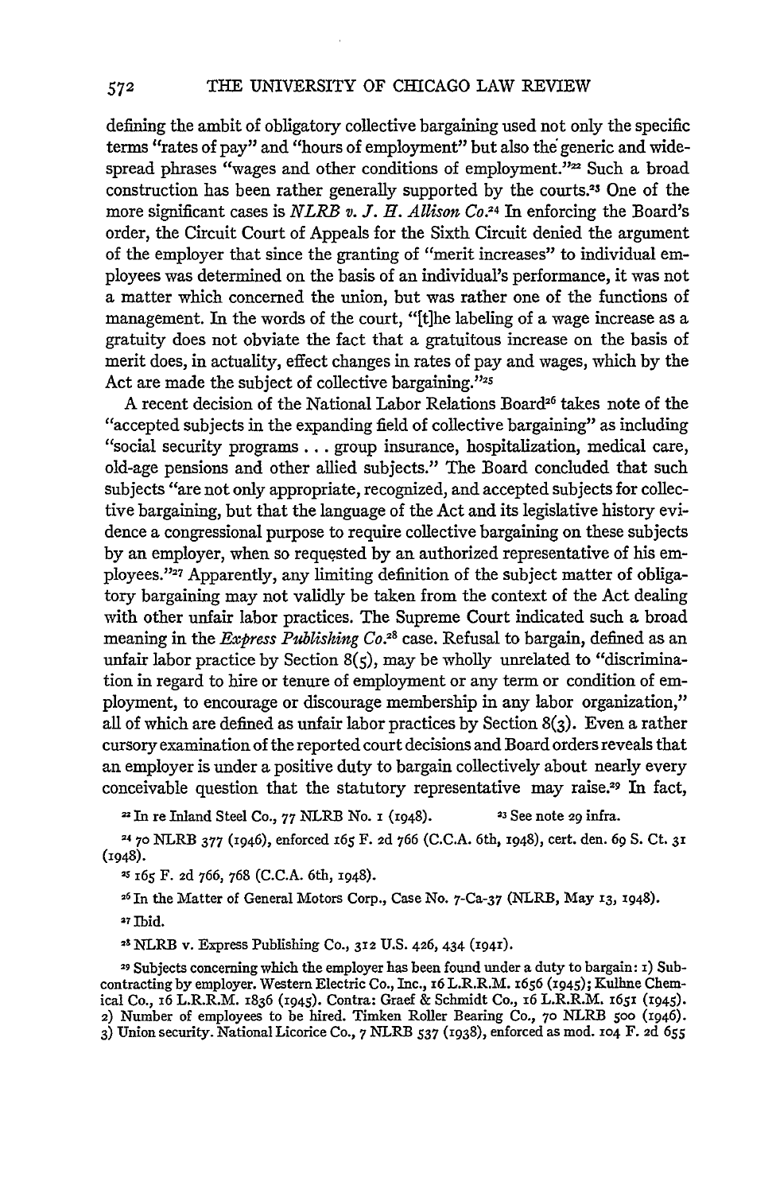defining the ambit of obligatory collective bargaining used not only the specific terms "rates of pay" and "hours of employment" but also the generic and widespread phrases "wages and other conditions of employment."[22] Such a broad construction has been rather generally supported by the courts.[23] One of the more significant cases is *NLRB v. J. H. Allison Co.*[24] In enforcing the Board's order, the Circuit Court of Appeals for the Sixth Circuit denied the argument of the employer that since the granting of "merit increases" to individual employees was determined on the basis of an individual's performance, it was not a matter which concerned the union, but was rather one of the functions of management. In the words of the court, "[t]he labeling of a wage increase as a gratuity does not obviate the fact that a gratuitous increase on the basis of merit does, in actuality, effect changes in rates of pay and wages, which by the Act are made the subject of collective bargaining."[25]

A recent decision of the National Labor Relations Board[26] takes note of the "accepted subjects in the expanding field of collective bargaining" as including "social security programs . . . group insurance, hospitalization, medical care, old-age pensions and other allied subjects." The Board concluded that such subjects "are not only appropriate, recognized, and accepted subjects for collective bargaining, but that the language of the Act and its legislative history evidence a congressional purpose to require collective bargaining on these subjects by an employer, when so requested by an authorized representative of his employees."[27] Apparently, any limiting definition of the subject matter of obligatory bargaining may not validly be taken from the context of the Act dealing with other unfair labor practices. The Supreme Court indicated such a broad meaning in the *Express Publishing Co.*[28] case. Refusal to bargain, defined as an unfair labor practice by Section 8(5), may be wholly unrelated to "discrimination in regard to hire or tenure of employment or any term or condition of employment, to encourage or discourage membership in any labor organization," all of which are defined as unfair labor practices by Section 8(3). Even a rather cursory examination of the reported court decisions and Board orders reveals that an employer is under a positive duty to bargain collectively about nearly every conceivable question that the statutory representative may raise.[29] In fact,

[22] In re Inland Steel Co., 77 NLRB No. 1 (1948).

[23] See note 29 infra.

[24] 70 NLRB 377 (1946), enforced 165 F. 2d 766 (C.C.A. 6th, 1948), cert. den. 69 S. Ct. 31 (1948).

[25] 165 F. 2d 766, 768 (C.C.A. 6th, 1948).

[26] In the Matter of General Motors Corp., Case No. 7-Ca-37 (NLRB, May 13, 1948).

[27] Ibid.

[28] NLRB v. Express Publishing Co., 312 U.S. 426, 434 (1941).

[29] Subjects concerning which the employer has been found under a duty to bargain: 1) Subcontracting by employer. Western Electric Co., Inc., 16 L.R.R.M. 1656 (1945); Kuhlne Chemical Co., 16 L.R.R.M. 1836 (1945). Contra: Graef & Schmidt Co., 16 L.R.R.M. 1651 (1945). 2) Number of employees to be hired. Timken Roller Bearing Co., 70 NLRB 500 (1946). 3) Union security. National Licorice Co., 7 NLRB 537 (1938), enforced as mod. 104 F. 2d 655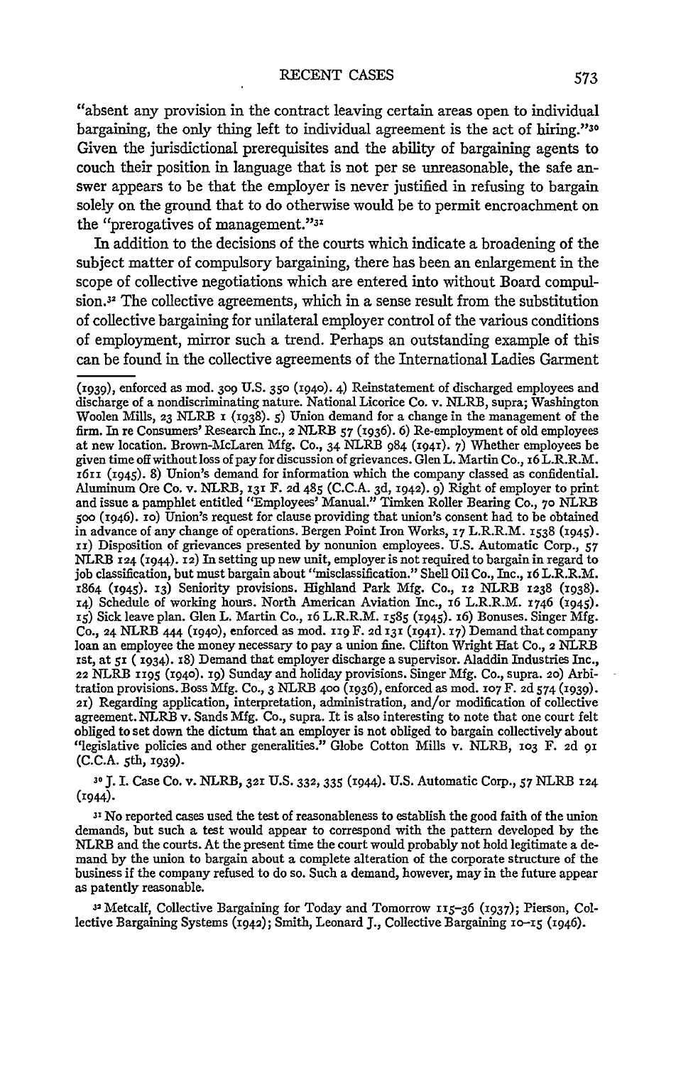"absent any provision in the contract leaving certain areas open to individual bargaining, the only thing left to individual agreement is the act of hiring."[30] Given the jurisdictional prerequisites and the ability of bargaining agents to couch their position in language that is not per se unreasonable, the safe answer appears to be that the employer is never justified in refusing to bargain solely on the ground that to do otherwise would be to permit encroachment on the "prerogatives of management."[31]

In addition to the decisions of the courts which indicate a broadening of the subject matter of compulsory bargaining, there has been an enlargement in the scope of collective negotiations which are entered into without Board compulsion.[32] The collective agreements, which in a sense result from the substitution of collective bargaining for unilateral employer control of the various conditions of employment, mirror such a trend. Perhaps an outstanding example of this can be found in the collective agreements of the International Ladies Garment

---

(1939), enforced as mod. 309 U.S. 350 (1940). 4) Reinstatement of discharged employees and discharge of a nondiscriminating nature. National Licorice Co. v. NLRB, supra; Washington Woolen Mills, 23 NLRB 1 (1938). 5) Union demand for a change in the management of the firm. In re Consumers' Research Inc., 2 NLRB 57 (1936). 6) Re-employment of old employees at new location. Brown-McLaren Mfg. Co., 34 NLRB 984 (1941). 7) Whether employees be given time off without loss of pay for discussion of grievances. Glen L. Martin Co., 16 L.R.R.M. 1611 (1945). 8) Union's demand for information which the company classed as confidential. Aluminum Ore Co. v. NLRB, 131 F. 2d 485 (C.C.A. 3d, 1942). 9) Right of employer to print and issue a pamphlet entitled "Employees' Manual." Timken Roller Bearing Co., 70 NLRB 500 (1946). 10) Union's request for clause providing that union's consent had to be obtained in advance of any change of operations. Bergen Point Iron Works, 17 L.R.R.M. 1538 (1945). 11) Disposition of grievances presented by nonunion employees. U.S. Automatic Corp., 57 NLRB 124 (1944). 12) In setting up new unit, employer is not required to bargain in regard to job classification, but must bargain about "misclassification." Shell Oil Co., Inc., 16 L.R.R.M. 1864 (1945). 13) Seniority provisions. Highland Park Mfg. Co., 12 NLRB 1238 (1938). 14) Schedule of working hours. North American Aviation Inc., 16 L.R.R.M. 1746 (1945). 15) Sick leave plan. Glen L. Martin Co., 16 L.R.R.M. 1585 (1945). 16) Bonuses. Singer Mfg. Co., 24 NLRB 444 (1940), enforced as mod. 119 F. 2d 131 (1941). 17) Demand that company loan an employee the money necessary to pay a union fine. Clifton Wright Hat Co., 2 NLRB 1st, at 51 (1934). 18) Demand that employer discharge a supervisor. Aladdin Industries Inc., 22 NLRB 1195 (1940). 19) Sunday and holiday provisions. Singer Mfg. Co., supra. 20) Arbitration provisions. Boss Mfg. Co., 3 NLRB 400 (1936), enforced as mod. 107 F. 2d 574 (1939). 21) Regarding application, interpretation, administration, and/or modification of collective agreement. NLRB v. Sands Mfg. Co., supra. It is also interesting to note that one court felt obliged to set down the dictum that an employer is not obliged to bargain collectively about "legislative policies and other generalities." Globe Cotton Mills v. NLRB, 103 F. 2d 91 (C.C.A. 5th, 1939).

[30] J. I. Case Co. v. NLRB, 321 U.S. 332, 335 (1944). U.S. Automatic Corp., 57 NLRB 124 (1944).

[31] No reported cases used the test of reasonableness to establish the good faith of the union demands, but such a test would appear to correspond with the pattern developed by the NLRB and the courts. At the present time the court would probably not hold legitimate a demand by the union to bargain about a complete alteration of the corporate structure of the business if the company refused to do so. Such a demand, however, may in the future appear as patently reasonable.

[32] Metcalf, Collective Bargaining for Today and Tomorrow 115–36 (1937); Pierson, Collective Bargaining Systems (1942); Smith, Leonard J., Collective Bargaining 10–15 (1946).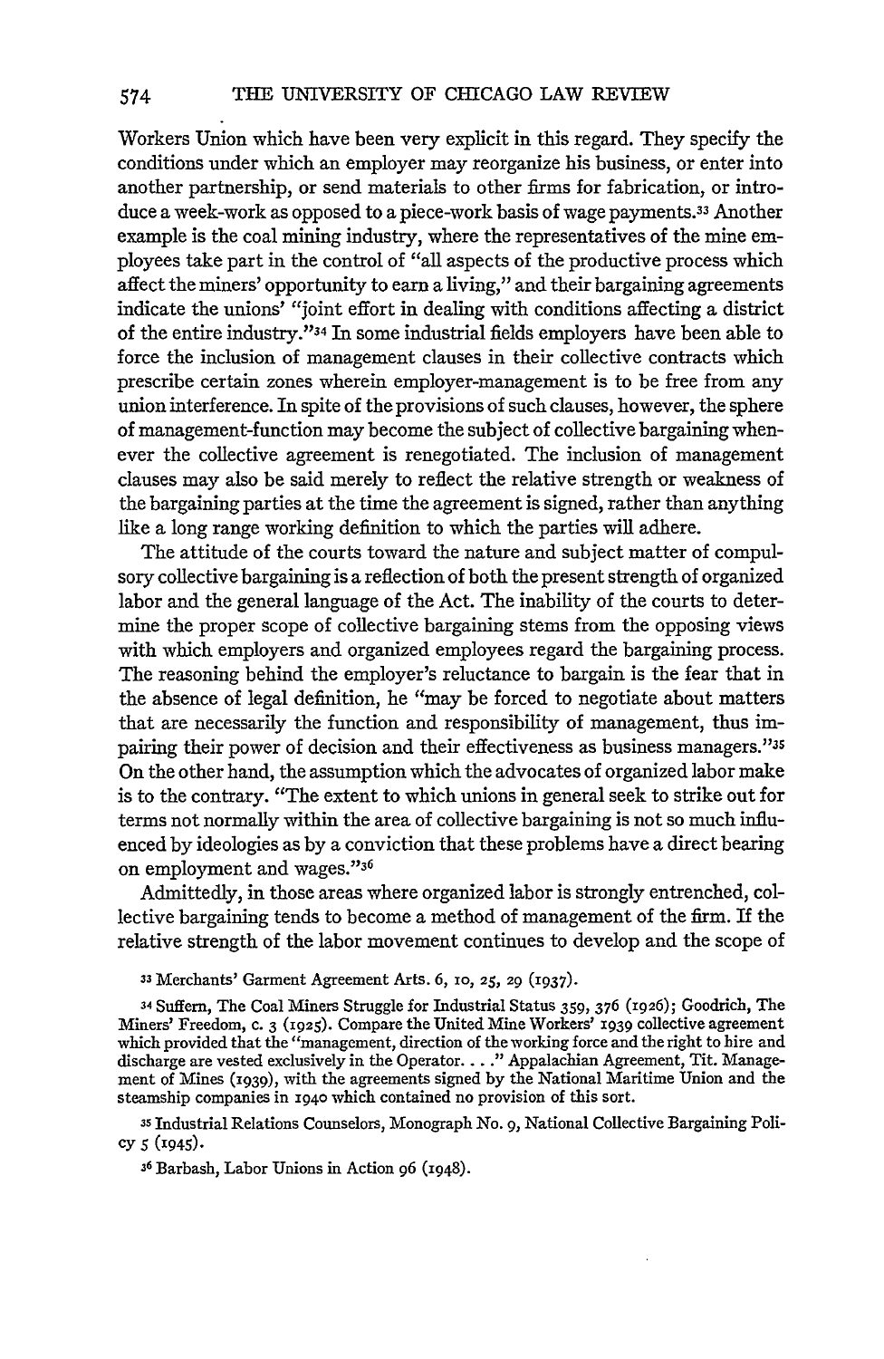Workers Union which have been very explicit in this regard. They specify the conditions under which an employer may reorganize his business, or enter into another partnership, or send materials to other firms for fabrication, or introduce a week-work as opposed to a piece-work basis of wage payments.[33] Another example is the coal mining industry, where the representatives of the mine employees take part in the control of "all aspects of the productive process which affect the miners' opportunity to earn a living," and their bargaining agreements indicate the unions' "joint effort in dealing with conditions affecting a district of the entire industry."[34] In some industrial fields employers have been able to force the inclusion of management clauses in their collective contracts which prescribe certain zones wherein employer-management is to be free from any union interference. In spite of the provisions of such clauses, however, the sphere of management-function may become the subject of collective bargaining whenever the collective agreement is renegotiated. The inclusion of management clauses may also be said merely to reflect the relative strength or weakness of the bargaining parties at the time the agreement is signed, rather than anything like a long range working definition to which the parties will adhere.

The attitude of the courts toward the nature and subject matter of compulsory collective bargaining is a reflection of both the present strength of organized labor and the general language of the Act. The inability of the courts to determine the proper scope of collective bargaining stems from the opposing views with which employers and organized employees regard the bargaining process. The reasoning behind the employer's reluctance to bargain is the fear that in the absence of legal definition, he "may be forced to negotiate about matters that are necessarily the function and responsibility of management, thus impairing their power of decision and their effectiveness as business managers."[35] On the other hand, the assumption which the advocates of organized labor make is to the contrary. "The extent to which unions in general seek to strike out for terms not normally within the area of collective bargaining is not so much influenced by ideologies as by a conviction that these problems have a direct bearing on employment and wages."[36]

Admittedly, in those areas where organized labor is strongly entrenched, collective bargaining tends to become a method of management of the firm. If the relative strength of the labor movement continues to develop and the scope of

[33] Merchants' Garment Agreement Arts. 6, 10, 25, 29 (1937).

[34] Suffern, The Coal Miners Struggle for Industrial Status 359, 376 (1926); Goodrich, The Miners' Freedom, c. 3 (1925). Compare the United Mine Workers' 1939 collective agreement which provided that the "management, direction of the working force and the right to hire and discharge are vested exclusively in the Operator. . . ." Appalachian Agreement, Tit. Management of Mines (1939), with the agreements signed by the National Maritime Union and the steamship companies in 1940 which contained no provision of this sort.

[35] Industrial Relations Counselors, Monograph No. 9, National Collective Bargaining Policy 5 (1945).

[36] Barbash, Labor Unions in Action 96 (1948).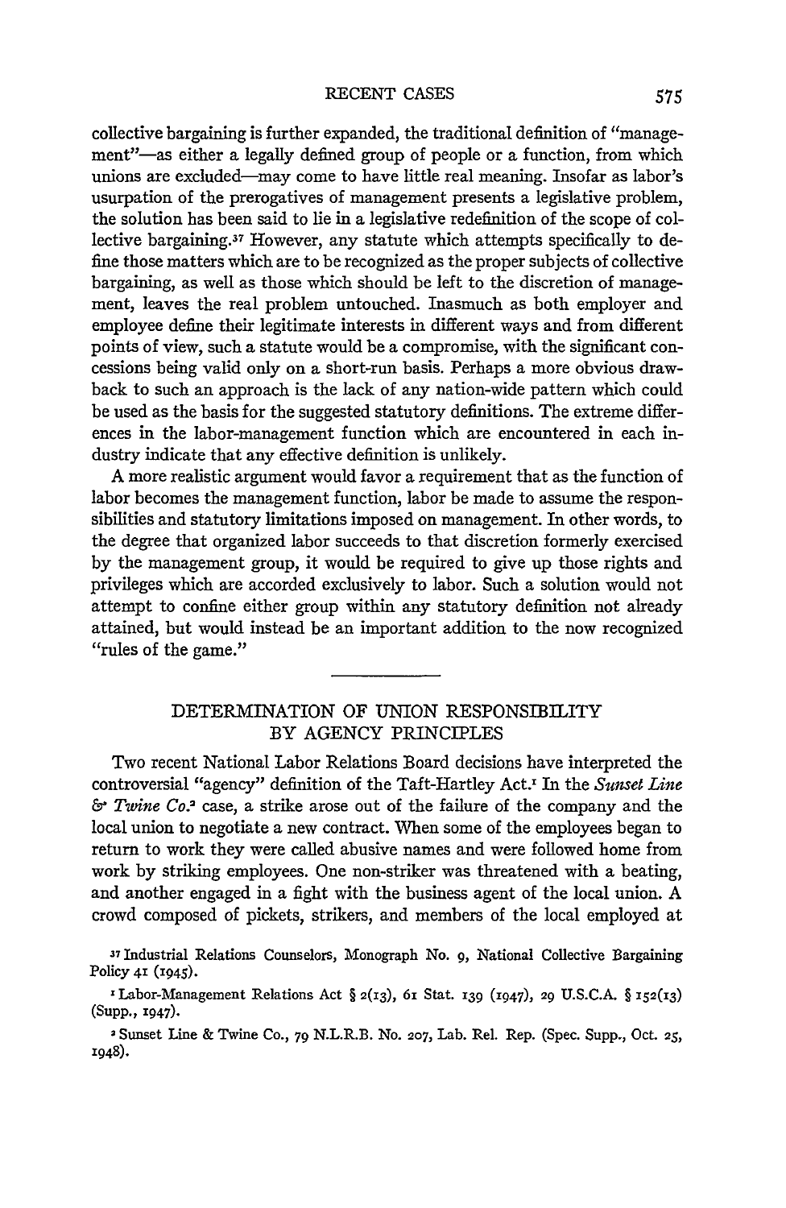collective bargaining is further expanded, the traditional definition of "management"—as either a legally defined group of people or a function, from which unions are excluded—may come to have little real meaning. Insofar as labor's usurpation of the prerogatives of management presents a legislative problem, the solution has been said to lie in a legislative redefinition of the scope of collective bargaining.[37] However, any statute which attempts specifically to define those matters which are to be recognized as the proper subjects of collective bargaining, as well as those which should be left to the discretion of management, leaves the real problem untouched. Inasmuch as both employer and employee define their legitimate interests in different ways and from different points of view, such a statute would be a compromise, with the significant concessions being valid only on a short-run basis. Perhaps a more obvious drawback to such an approach is the lack of any nation-wide pattern which could be used as the basis for the suggested statutory definitions. The extreme differences in the labor-management function which are encountered in each industry indicate that any effective definition is unlikely.

A more realistic argument would favor a requirement that as the function of labor becomes the management function, labor be made to assume the responsibilities and statutory limitations imposed on management. In other words, to the degree that organized labor succeeds to that discretion formerly exercised by the management group, it would be required to give up those rights and privileges which are accorded exclusively to labor. Such a solution would not attempt to confine either group within any statutory definition not already attained, but would instead be an important addition to the now recognized "rules of the game."

## DETERMINATION OF UNION RESPONSIBILITY BY AGENCY PRINCIPLES

Two recent National Labor Relations Board decisions have interpreted the controversial "agency" definition of the Taft-Hartley Act.[1] In the *Sunset Line & Twine Co.*[2] case, a strike arose out of the failure of the company and the local union to negotiate a new contract. When some of the employees began to return to work they were called abusive names and were followed home from work by striking employees. One non-striker was threatened with a beating, and another engaged in a fight with the business agent of the local union. A crowd composed of pickets, strikers, and members of the local employed at

[37] Industrial Relations Counselors, Monograph No. 9, National Collective Bargaining Policy 41 (1945).

[1] Labor-Management Relations Act § 2(13), 61 Stat. 139 (1947), 29 U.S.C.A. § 152(13) (Supp., 1947).

[2] Sunset Line & Twine Co., 79 N.L.R.B. No. 207, Lab. Rel. Rep. (Spec. Supp., Oct. 25, 1948).